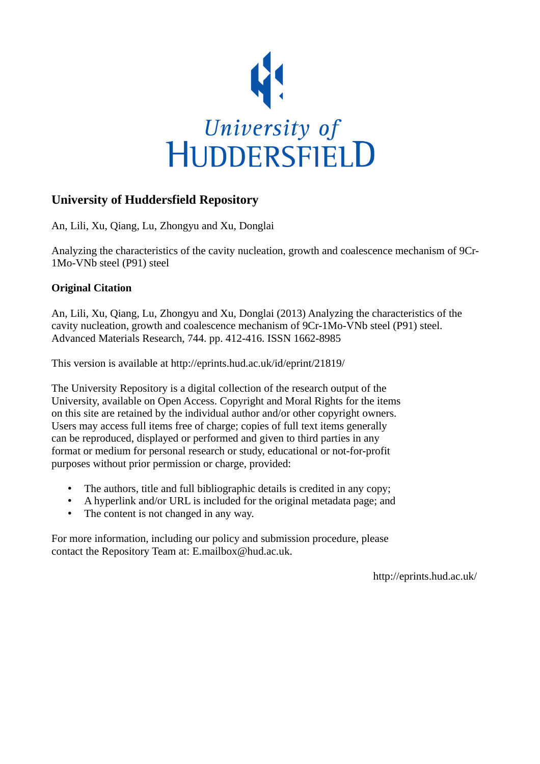University of
HUDDERSFIELD

## University of Huddersfield Repository

An, Lili, Xu, Qiang, Lu, Zhongyu and Xu, Donglai

Analyzing the characteristics of the cavity nucleation, growth and coalescence mechanism of 9Cr-1Mo-VNb steel (P91) steel

### Original Citation

An, Lili, Xu, Qiang, Lu, Zhongyu and Xu, Donglai (2013) Analyzing the characteristics of the cavity nucleation, growth and coalescence mechanism of 9Cr-1Mo-VNb steel (P91) steel. Advanced Materials Research, 744. pp. 412-416. ISSN 1662-8985

This version is available at http://eprints.hud.ac.uk/id/eprint/21819/

The University Repository is a digital collection of the research output of the University, available on Open Access. Copyright and Moral Rights for the items on this site are retained by the individual author and/or other copyright owners. Users may access full items free of charge; copies of full text items generally can be reproduced, displayed or performed and given to third parties in any format or medium for personal research or study, educational or not-for-profit purposes without prior permission or charge, provided:

- The authors, title and full bibliographic details is credited in any copy;
- A hyperlink and/or URL is included for the original metadata page; and
- The content is not changed in any way.

For more information, including our policy and submission procedure, please contact the Repository Team at: E.mailbox@hud.ac.uk.

http://eprints.hud.ac.uk/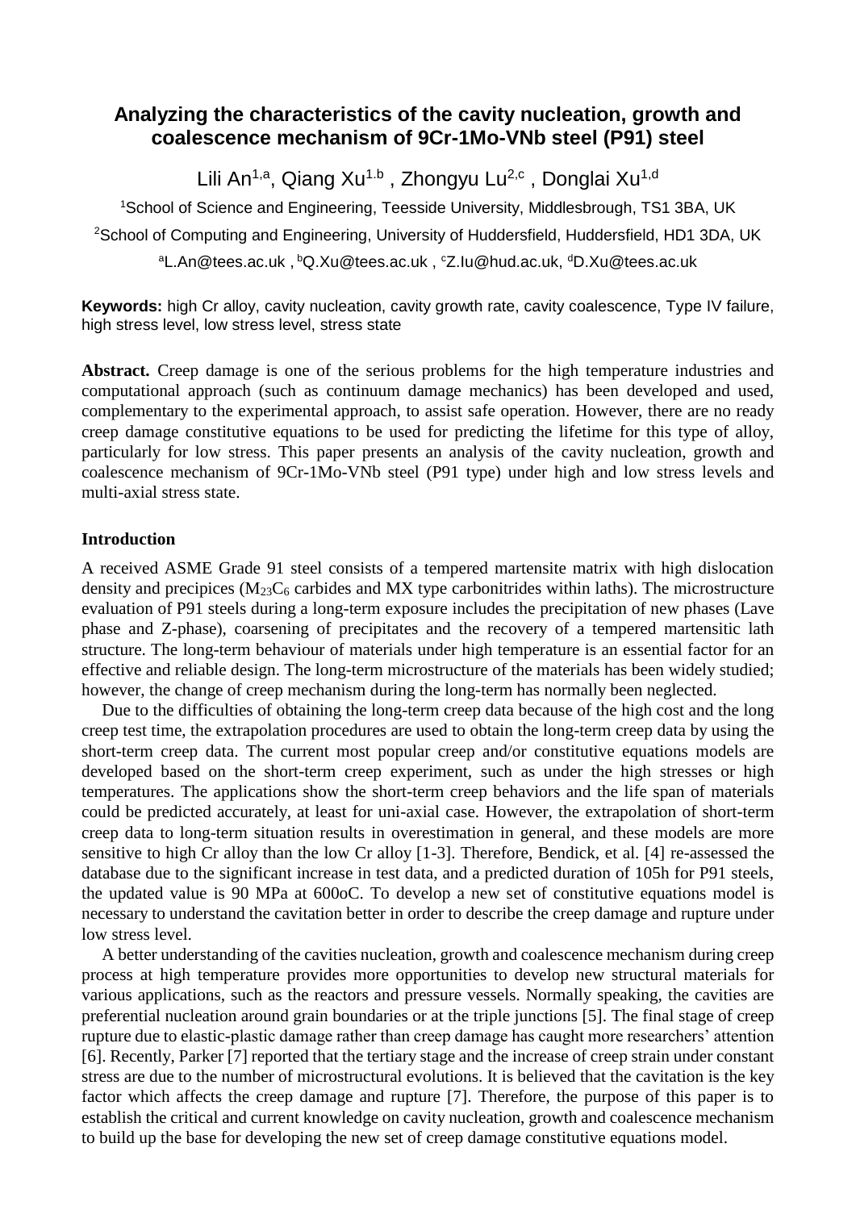# Analyzing the characteristics of the cavity nucleation, growth and coalescence mechanism of 9Cr-1Mo-VNb steel (P91) steel

Lili An[1,a], Qiang Xu[1.b] , Zhongyu Lu[2,c] , Donglai Xu[1,d]

[1]School of Science and Engineering, Teesside University, Middlesbrough, TS1 3BA, UK

[2]School of Computing and Engineering, University of Huddersfield, Huddersfield, HD1 3DA, UK

[a]L.An@tees.ac.uk , [b]Q.Xu@tees.ac.uk , [c]Z.lu@hud.ac.uk, [d]D.Xu@tees.ac.uk

**Keywords:** high Cr alloy, cavity nucleation, cavity growth rate, cavity coalescence, Type IV failure, high stress level, low stress level, stress state

**Abstract.** Creep damage is one of the serious problems for the high temperature industries and computational approach (such as continuum damage mechanics) has been developed and used, complementary to the experimental approach, to assist safe operation. However, there are no ready creep damage constitutive equations to be used for predicting the lifetime for this type of alloy, particularly for low stress. This paper presents an analysis of the cavity nucleation, growth and coalescence mechanism of 9Cr-1Mo-VNb steel (P91 type) under high and low stress levels and multi-axial stress state.

## Introduction

A received ASME Grade 91 steel consists of a tempered martensite matrix with high dislocation density and precipices ($M_{23}C_6$ carbides and MX type carbonitrides within laths). The microstructure evaluation of P91 steels during a long-term exposure includes the precipitation of new phases (Lave phase and Z-phase), coarsening of precipitates and the recovery of a tempered martensitic lath structure. The long-term behaviour of materials under high temperature is an essential factor for an effective and reliable design. The long-term microstructure of the materials has been widely studied; however, the change of creep mechanism during the long-term has normally been neglected.

Due to the difficulties of obtaining the long-term creep data because of the high cost and the long creep test time, the extrapolation procedures are used to obtain the long-term creep data by using the short-term creep data. The current most popular creep and/or constitutive equations models are developed based on the short-term creep experiment, such as under the high stresses or high temperatures. The applications show the short-term creep behaviors and the life span of materials could be predicted accurately, at least for uni-axial case. However, the extrapolation of short-term creep data to long-term situation results in overestimation in general, and these models are more sensitive to high Cr alloy than the low Cr alloy [1-3]. Therefore, Bendick, et al. [4] re-assessed the database due to the significant increase in test data, and a predicted duration of 105h for P91 steels, the updated value is 90 MPa at 600oC. To develop a new set of constitutive equations model is necessary to understand the cavitation better in order to describe the creep damage and rupture under low stress level.

A better understanding of the cavities nucleation, growth and coalescence mechanism during creep process at high temperature provides more opportunities to develop new structural materials for various applications, such as the reactors and pressure vessels. Normally speaking, the cavities are preferential nucleation around grain boundaries or at the triple junctions [5]. The final stage of creep rupture due to elastic-plastic damage rather than creep damage has caught more researchers' attention [6]. Recently, Parker [7] reported that the tertiary stage and the increase of creep strain under constant stress are due to the number of microstructural evolutions. It is believed that the cavitation is the key factor which affects the creep damage and rupture [7]. Therefore, the purpose of this paper is to establish the critical and current knowledge on cavity nucleation, growth and coalescence mechanism to build up the base for developing the new set of creep damage constitutive equations model.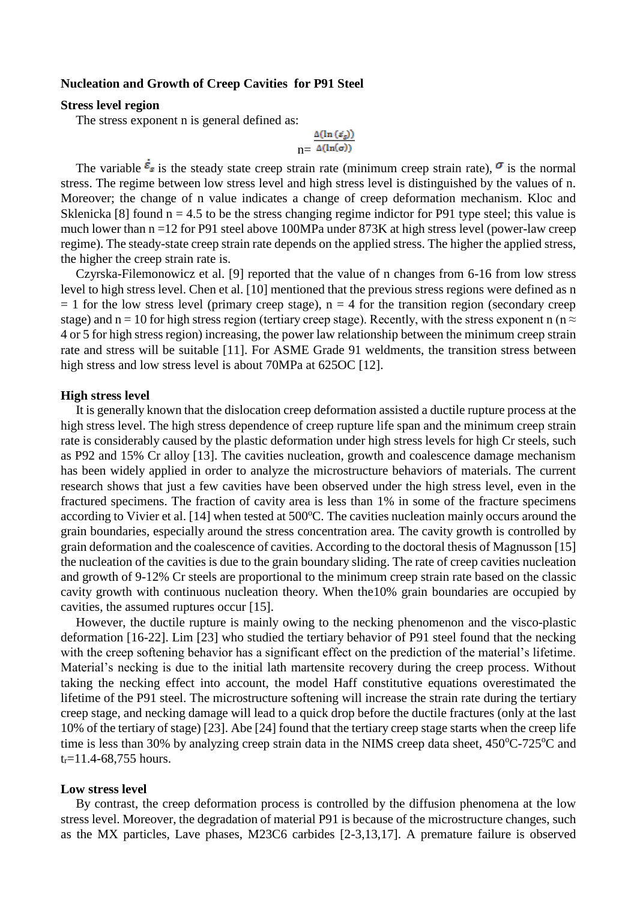**Nucleation and Growth of Creep Cavities for P91 Steel**

**Stress level region**

The stress exponent n is general defined as:

$$n = \frac{\Delta(\ln(\dot{\varepsilon}_s))}{\Delta(\ln(\sigma))}$$

The variable $\dot{\varepsilon}_s$ is the steady state creep strain rate (minimum creep strain rate), $\sigma$ is the normal stress. The regime between low stress level and high stress level is distinguished by the values of n. Moreover; the change of n value indicates a change of creep deformation mechanism. Kloc and Sklenicka [8] found n = 4.5 to be the stress changing regime indictor for P91 type steel; this value is much lower than n =12 for P91 steel above 100MPa under 873K at high stress level (power-law creep regime). The steady-state creep strain rate depends on the applied stress. The higher the applied stress, the higher the creep strain rate is.

Czyrska-Filemonowicz et al. [9] reported that the value of n changes from 6-16 from low stress level to high stress level. Chen et al. [10] mentioned that the previous stress regions were defined as n = 1 for the low stress level (primary creep stage), n = 4 for the transition region (secondary creep stage) and n = 10 for high stress region (tertiary creep stage). Recently, with the stress exponent n (n ≈ 4 or 5 for high stress region) increasing, the power law relationship between the minimum creep strain rate and stress will be suitable [11]. For ASME Grade 91 weldments, the transition stress between high stress and low stress level is about 70MPa at 625OC [12].

**High stress level**

It is generally known that the dislocation creep deformation assisted a ductile rupture process at the high stress level. The high stress dependence of creep rupture life span and the minimum creep strain rate is considerably caused by the plastic deformation under high stress levels for high Cr steels, such as P92 and 15% Cr alloy [13]. The cavities nucleation, growth and coalescence damage mechanism has been widely applied in order to analyze the microstructure behaviors of materials. The current research shows that just a few cavities have been observed under the high stress level, even in the fractured specimens. The fraction of cavity area is less than 1% in some of the fracture specimens according to Vivier et al. [14] when tested at 500$^{o}$C. The cavities nucleation mainly occurs around the grain boundaries, especially around the stress concentration area. The cavity growth is controlled by grain deformation and the coalescence of cavities. According to the doctoral thesis of Magnusson [15] the nucleation of the cavities is due to the grain boundary sliding. The rate of creep cavities nucleation and growth of 9-12% Cr steels are proportional to the minimum creep strain rate based on the classic cavity growth with continuous nucleation theory. When the10% grain boundaries are occupied by cavities, the assumed ruptures occur [15].

However, the ductile rupture is mainly owing to the necking phenomenon and the visco-plastic deformation [16-22]. Lim [23] who studied the tertiary behavior of P91 steel found that the necking with the creep softening behavior has a significant effect on the prediction of the material's lifetime. Material's necking is due to the initial lath martensite recovery during the creep process. Without taking the necking effect into account, the model Haff constitutive equations overestimated the lifetime of the P91 steel. The microstructure softening will increase the strain rate during the tertiary creep stage, and necking damage will lead to a quick drop before the ductile fractures (only at the last 10% of the tertiary of stage) [23]. Abe [24] found that the tertiary creep stage starts when the creep life time is less than 30% by analyzing creep strain data in the NIMS creep data sheet, 450$^{o}$C-725$^{o}$C and $t_r$=11.4-68,755 hours.

**Low stress level**

By contrast, the creep deformation process is controlled by the diffusion phenomena at the low stress level. Moreover, the degradation of material P91 is because of the microstructure changes, such as the MX particles, Lave phases, M23C6 carbides [2-3,13,17]. A premature failure is observed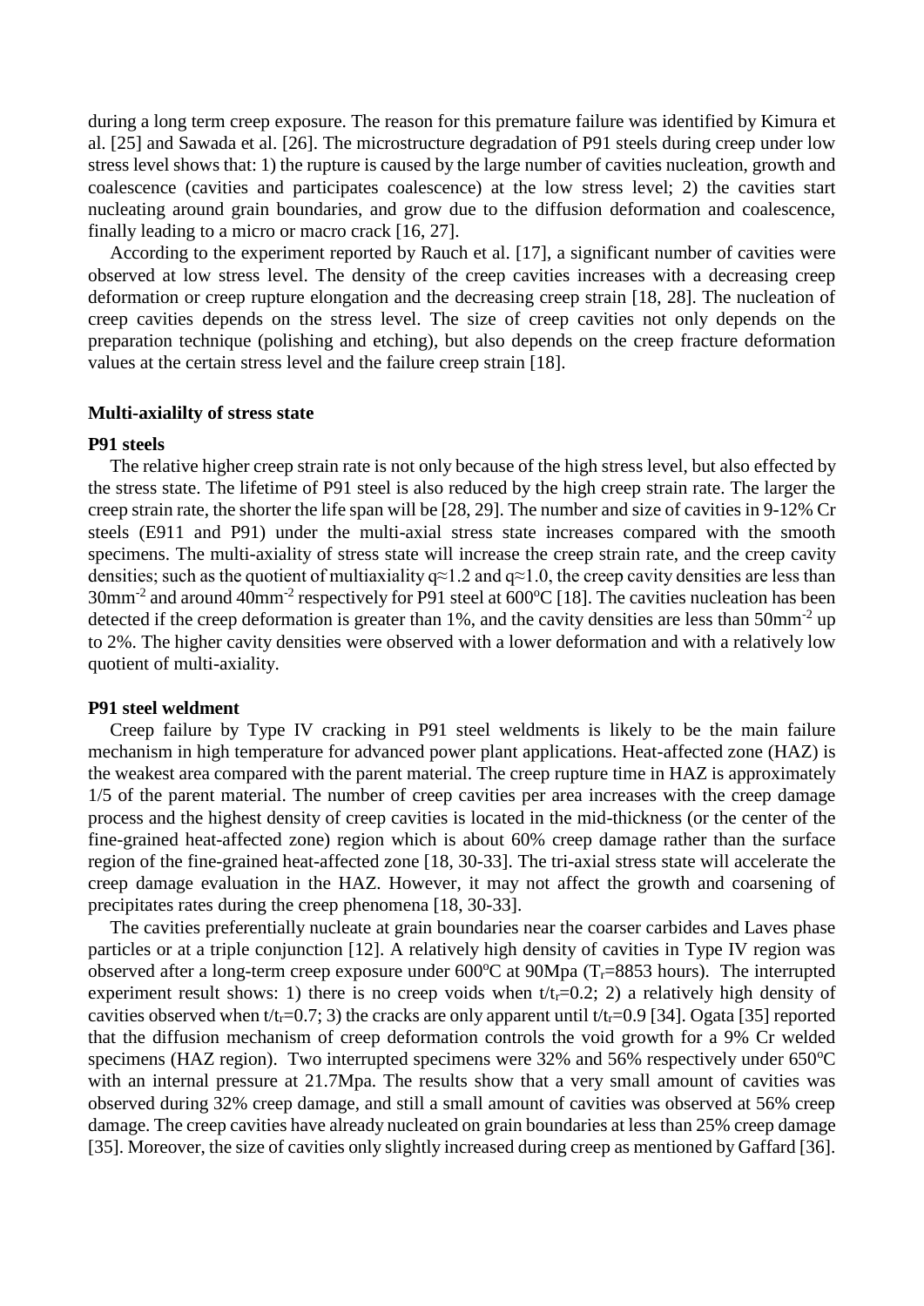during a long term creep exposure. The reason for this premature failure was identified by Kimura et al. [25] and Sawada et al. [26]. The microstructure degradation of P91 steels during creep under low stress level shows that: 1) the rupture is caused by the large number of cavities nucleation, growth and coalescence (cavities and participates coalescence) at the low stress level; 2) the cavities start nucleating around grain boundaries, and grow due to the diffusion deformation and coalescence, finally leading to a micro or macro crack [16, 27].

According to the experiment reported by Rauch et al. [17], a significant number of cavities were observed at low stress level. The density of the creep cavities increases with a decreasing creep deformation or creep rupture elongation and the decreasing creep strain [18, 28]. The nucleation of creep cavities depends on the stress level. The size of creep cavities not only depends on the preparation technique (polishing and etching), but also depends on the creep fracture deformation values at the certain stress level and the failure creep strain [18].

### Multi-axialilty of stress state

#### P91 steels

The relative higher creep strain rate is not only because of the high stress level, but also effected by the stress state. The lifetime of P91 steel is also reduced by the high creep strain rate. The larger the creep strain rate, the shorter the life span will be [28, 29]. The number and size of cavities in 9-12% Cr steels (E911 and P91) under the multi-axial stress state increases compared with the smooth specimens. The multi-axiality of stress state will increase the creep strain rate, and the creep cavity densities; such as the quotient of multiaxiality $q \approx 1.2$ and $q \approx 1.0$, the creep cavity densities are less than $30 mm^{-2}$ and around $40 mm^{-2}$ respectively for P91 steel at $600^oC$ [18]. The cavities nucleation has been detected if the creep deformation is greater than 1%, and the cavity densities are less than $50 mm^{-2}$ up to 2%. The higher cavity densities were observed with a lower deformation and with a relatively low quotient of multi-axiality.

#### P91 steel weldment

Creep failure by Type IV cracking in P91 steel weldments is likely to be the main failure mechanism in high temperature for advanced power plant applications. Heat-affected zone (HAZ) is the weakest area compared with the parent material. The creep rupture time in HAZ is approximately 1/5 of the parent material. The number of creep cavities per area increases with the creep damage process and the highest density of creep cavities is located in the mid-thickness (or the center of the fine-grained heat-affected zone) region which is about 60% creep damage rather than the surface region of the fine-grained heat-affected zone [18, 30-33]. The tri-axial stress state will accelerate the creep damage evaluation in the HAZ. However, it may not affect the growth and coarsening of precipitates rates during the creep phenomena [18, 30-33].

The cavities preferentially nucleate at grain boundaries near the coarser carbides and Laves phase particles or at a triple conjunction [12]. A relatively high density of cavities in Type IV region was observed after a long-term creep exposure under $600^oC$ at 90Mpa ($T_r$=8853 hours). The interrupted experiment result shows: 1) there is no creep voids when $t/t_r=0.2$; 2) a relatively high density of cavities observed when $t/t_r=0.7$; 3) the cracks are only apparent until $t/t_r=0.9$ [34]. Ogata [35] reported that the diffusion mechanism of creep deformation controls the void growth for a 9% Cr welded specimens (HAZ region). Two interrupted specimens were 32% and 56% respectively under $650^oC$ with an internal pressure at 21.7Mpa. The results show that a very small amount of cavities was observed during 32% creep damage, and still a small amount of cavities was observed at 56% creep damage. The creep cavities have already nucleated on grain boundaries at less than 25% creep damage [35]. Moreover, the size of cavities only slightly increased during creep as mentioned by Gaffard [36].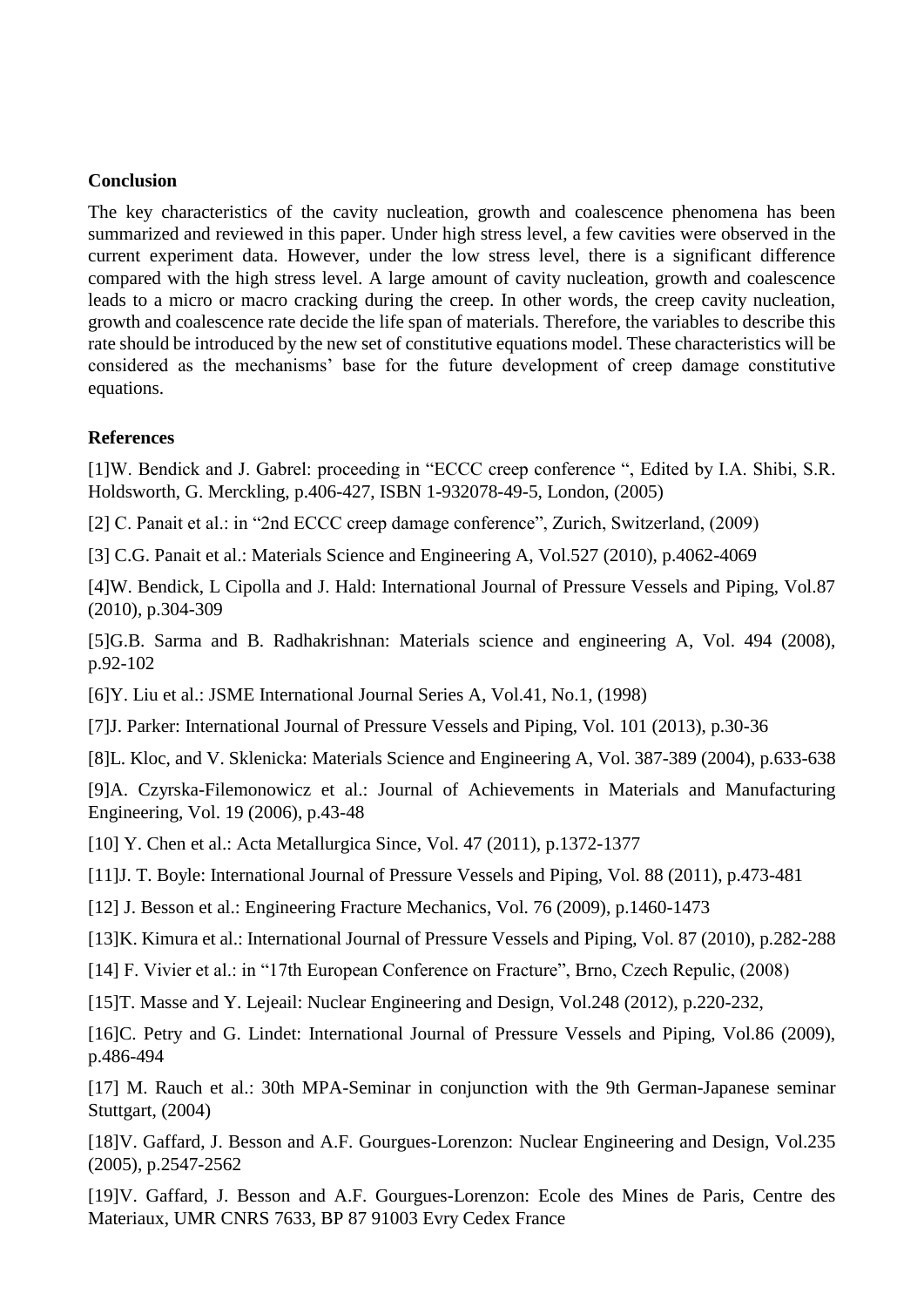## Conclusion

The key characteristics of the cavity nucleation, growth and coalescence phenomena has been summarized and reviewed in this paper. Under high stress level, a few cavities were observed in the current experiment data. However, under the low stress level, there is a significant difference compared with the high stress level. A large amount of cavity nucleation, growth and coalescence leads to a micro or macro cracking during the creep. In other words, the creep cavity nucleation, growth and coalescence rate decide the life span of materials. Therefore, the variables to describe this rate should be introduced by the new set of constitutive equations model. These characteristics will be considered as the mechanisms' base for the future development of creep damage constitutive equations.

## References

[1]W. Bendick and J. Gabrel: proceeding in "ECCC creep conference ", Edited by I.A. Shibi, S.R. Holdsworth, G. Merckling, p.406-427, ISBN 1-932078-49-5, London, (2005)

[2] C. Panait et al.: in "2nd ECCC creep damage conference", Zurich, Switzerland, (2009)

[3] C.G. Panait et al.: Materials Science and Engineering A, Vol.527 (2010), p.4062-4069

[4]W. Bendick, L Cipolla and J. Hald: International Journal of Pressure Vessels and Piping, Vol.87 (2010), p.304-309

[5]G.B. Sarma and B. Radhakrishnan: Materials science and engineering A, Vol. 494 (2008), p.92-102

[6]Y. Liu et al.: JSME International Journal Series A, Vol.41, No.1, (1998)

[7]J. Parker: International Journal of Pressure Vessels and Piping, Vol. 101 (2013), p.30-36

[8]L. Kloc, and V. Sklenicka: Materials Science and Engineering A, Vol. 387-389 (2004), p.633-638

[9]A. Czyrska-Filemonowicz et al.: Journal of Achievements in Materials and Manufacturing Engineering, Vol. 19 (2006), p.43-48

[10] Y. Chen et al.: Acta Metallurgica Since, Vol. 47 (2011), p.1372-1377

[11]J. T. Boyle: International Journal of Pressure Vessels and Piping, Vol. 88 (2011), p.473-481

[12] J. Besson et al.: Engineering Fracture Mechanics, Vol. 76 (2009), p.1460-1473

[13]K. Kimura et al.: International Journal of Pressure Vessels and Piping, Vol. 87 (2010), p.282-288

[14] F. Vivier et al.: in "17th European Conference on Fracture", Brno, Czech Repulic, (2008)

[15]T. Masse and Y. Lejeail: Nuclear Engineering and Design, Vol.248 (2012), p.220-232,

[16]C. Petry and G. Lindet: International Journal of Pressure Vessels and Piping, Vol.86 (2009), p.486-494

[17] M. Rauch et al.: 30th MPA-Seminar in conjunction with the 9th German-Japanese seminar Stuttgart, (2004)

[18]V. Gaffard, J. Besson and A.F. Gourgues-Lorenzon: Nuclear Engineering and Design, Vol.235 (2005), p.2547-2562

[19]V. Gaffard, J. Besson and A.F. Gourgues-Lorenzon: Ecole des Mines de Paris, Centre des Materiaux, UMR CNRS 7633, BP 87 91003 Evry Cedex France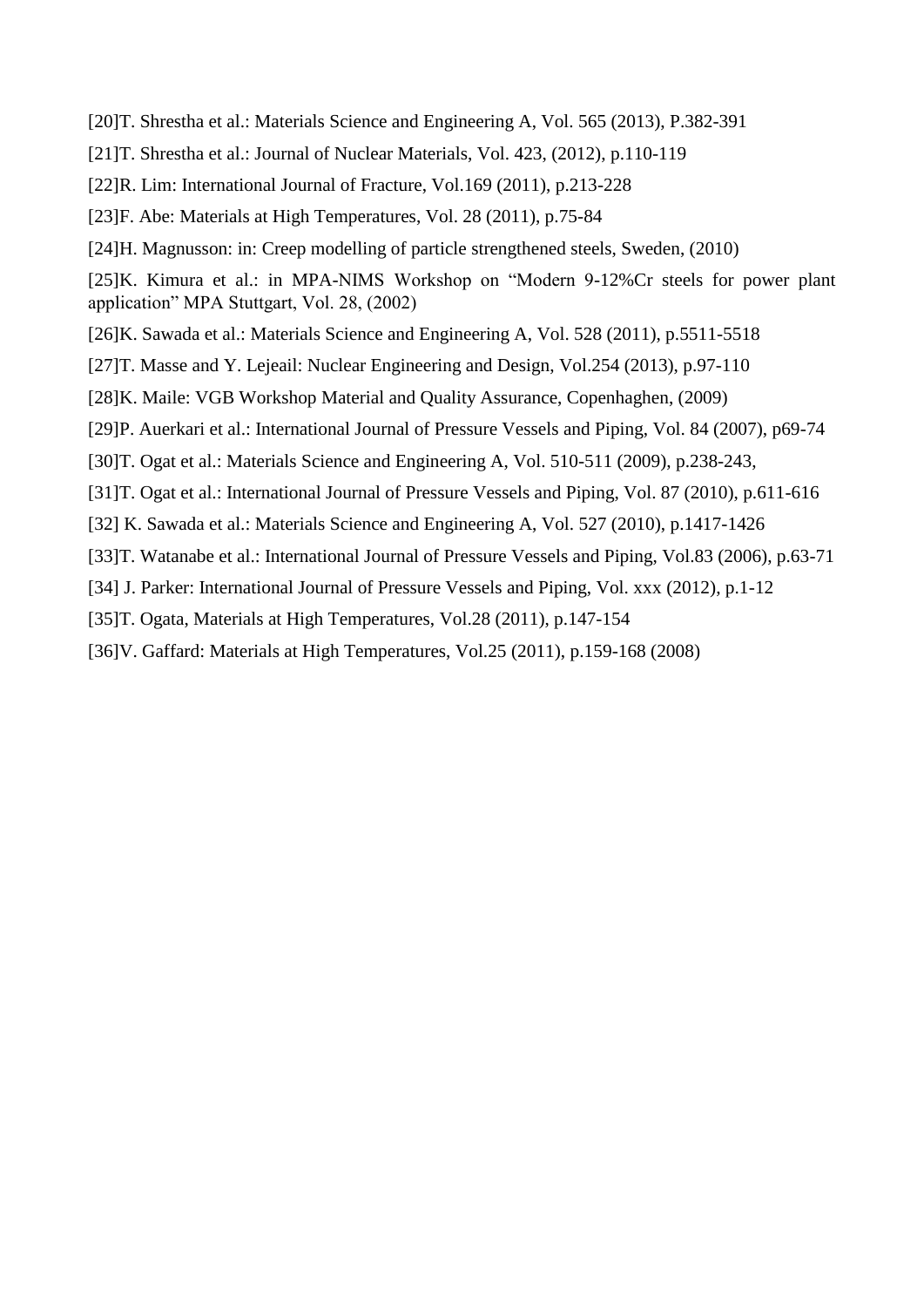[20]T. Shrestha et al.: Materials Science and Engineering A, Vol. 565 (2013), P.382-391

[21]T. Shrestha et al.: Journal of Nuclear Materials, Vol. 423, (2012), p.110-119

[22]R. Lim: International Journal of Fracture, Vol.169 (2011), p.213-228

[23]F. Abe: Materials at High Temperatures, Vol. 28 (2011), p.75-84

[24]H. Magnusson: in: Creep modelling of particle strengthened steels, Sweden, (2010)

[25]K. Kimura et al.: in MPA-NIMS Workshop on "Modern 9-12%Cr steels for power plant application" MPA Stuttgart, Vol. 28, (2002)

[26]K. Sawada et al.: Materials Science and Engineering A, Vol. 528 (2011), p.5511-5518

[27]T. Masse and Y. Lejeail: Nuclear Engineering and Design, Vol.254 (2013), p.97-110

[28]K. Maile: VGB Workshop Material and Quality Assurance, Copenhaghen, (2009)

[29]P. Auerkari et al.: International Journal of Pressure Vessels and Piping, Vol. 84 (2007), p69-74

[30]T. Ogat et al.: Materials Science and Engineering A, Vol. 510-511 (2009), p.238-243,

[31]T. Ogat et al.: International Journal of Pressure Vessels and Piping, Vol. 87 (2010), p.611-616

[32] K. Sawada et al.: Materials Science and Engineering A, Vol. 527 (2010), p.1417-1426

[33]T. Watanabe et al.: International Journal of Pressure Vessels and Piping, Vol.83 (2006), p.63-71

[34] J. Parker: International Journal of Pressure Vessels and Piping, Vol. xxx (2012), p.1-12

[35]T. Ogata, Materials at High Temperatures, Vol.28 (2011), p.147-154

[36]V. Gaffard: Materials at High Temperatures, Vol.25 (2011), p.159-168 (2008)